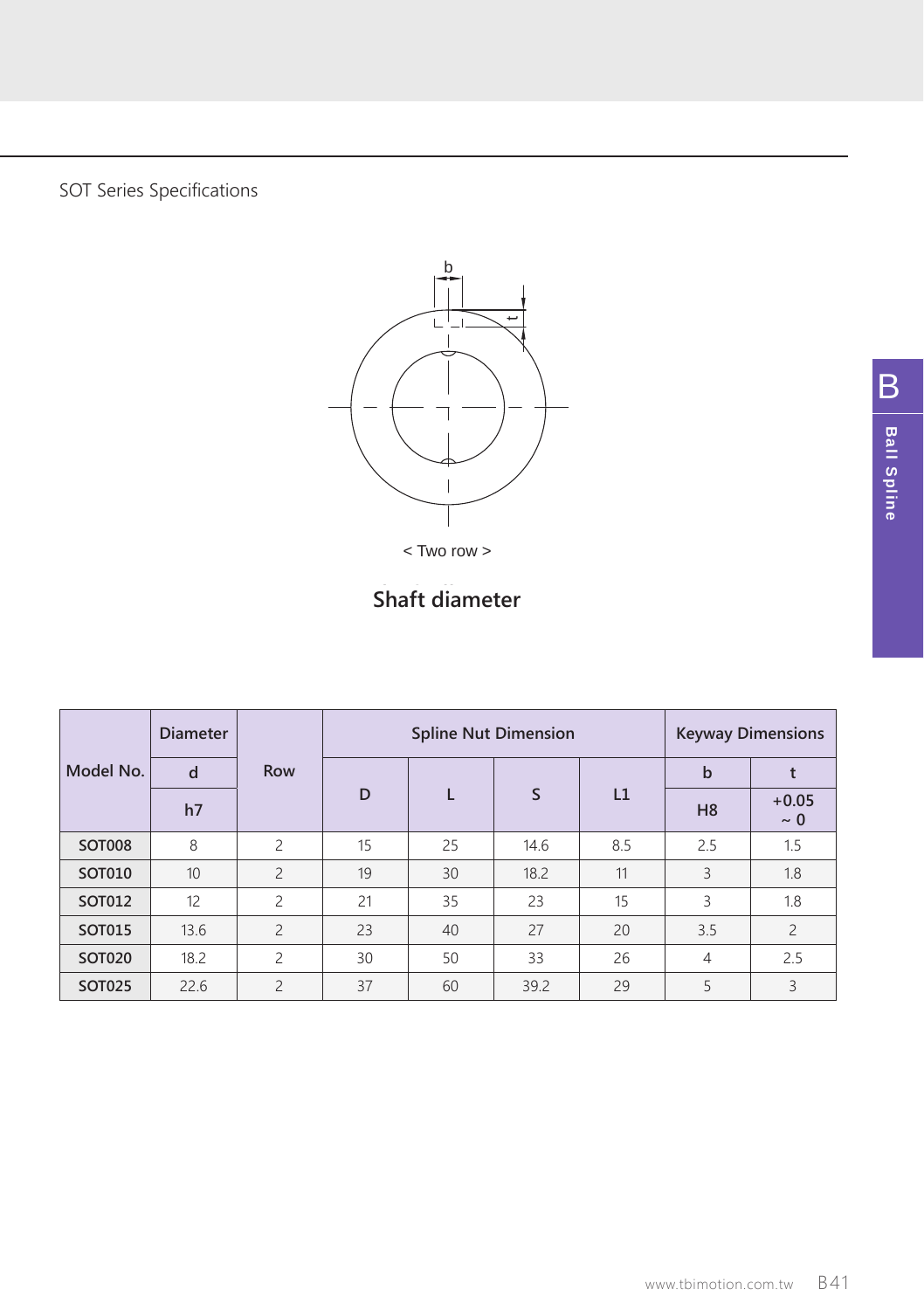SOT Series Specifications

< Two row >

**Shaft diameter**

| Model No. | Diameter | Row | Spline Nut Dimension | | | | Keyway Dimensions | |
|---|---|---|---|---|---|---|---|---|
| | d | | D | L | S | L1 | b | t |
| | h7 | | | | | | H8 | +0.05 ~ 0 |
| **SOT008** | 8 | 2 | 15 | 25 | 14.6 | 8.5 | 2.5 | 1.5 |
| **SOT010** | 10 | 2 | 19 | 30 | 18.2 | 11 | 3 | 1.8 |
| **SOT012** | 12 | 2 | 21 | 35 | 23 | 15 | 3 | 1.8 |
| **SOT015** | 13.6 | 2 | 23 | 40 | 27 | 20 | 3.5 | 2 |
| **SOT020** | 18.2 | 2 | 30 | 50 | 33 | 26 | 4 | 2.5 |
| **SOT025** | 22.6 | 2 | 37 | 60 | 39.2 | 29 | 5 | 3 |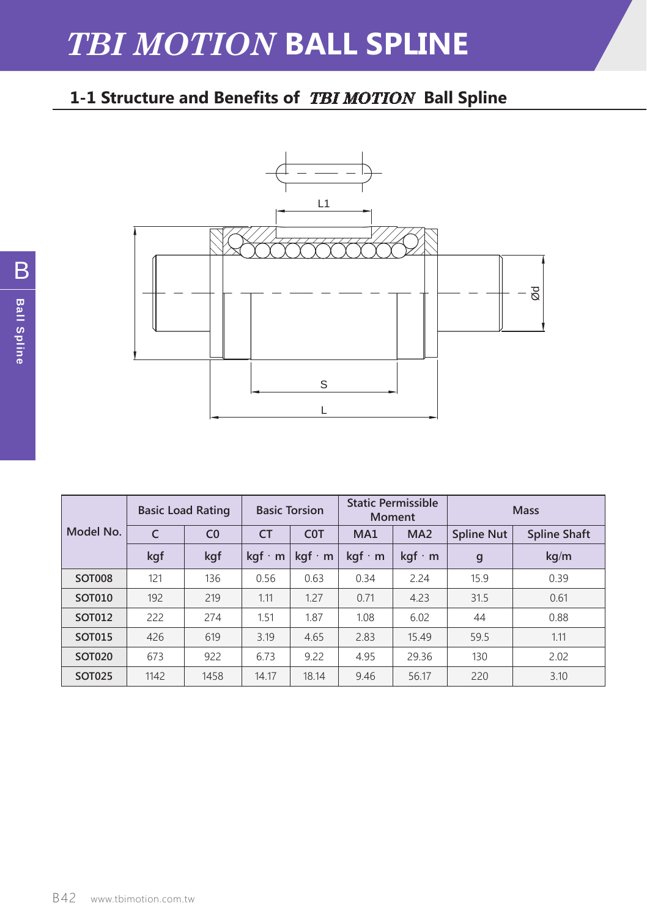# TBI MOTION BALL SPLINE

## 1-1 Structure and Benefits of TBI MOTION Ball Spline

L1

Ød

S

L

| Model No. | Basic Load Rating | | Basic Torsion | | Static Permissible Moment | | Mass | |
|---|---|---|---|---|---|---|---|---|
| | C | C0 | CT | C0T | MA1 | MA2 | Spline Nut | Spline Shaft |
| | kgf | kgf | kgf · m | kgf · m | kgf · m | kgf · m | g | kg/m |
| **SOT008** | 121 | 136 | 0.56 | 0.63 | 0.34 | 2.24 | 15.9 | 0.39 |
| **SOT010** | 192 | 219 | 1.11 | 1.27 | 0.71 | 4.23 | 31.5 | 0.61 |
| **SOT012** | 222 | 274 | 1.51 | 1.87 | 1.08 | 6.02 | 44 | 0.88 |
| **SOT015** | 426 | 619 | 3.19 | 4.65 | 2.83 | 15.49 | 59.5 | 1.11 |
| **SOT020** | 673 | 922 | 6.73 | 9.22 | 4.95 | 29.36 | 130 | 2.02 |
| **SOT025** | 1142 | 1458 | 14.17 | 18.14 | 9.46 | 56.17 | 220 | 3.10 |